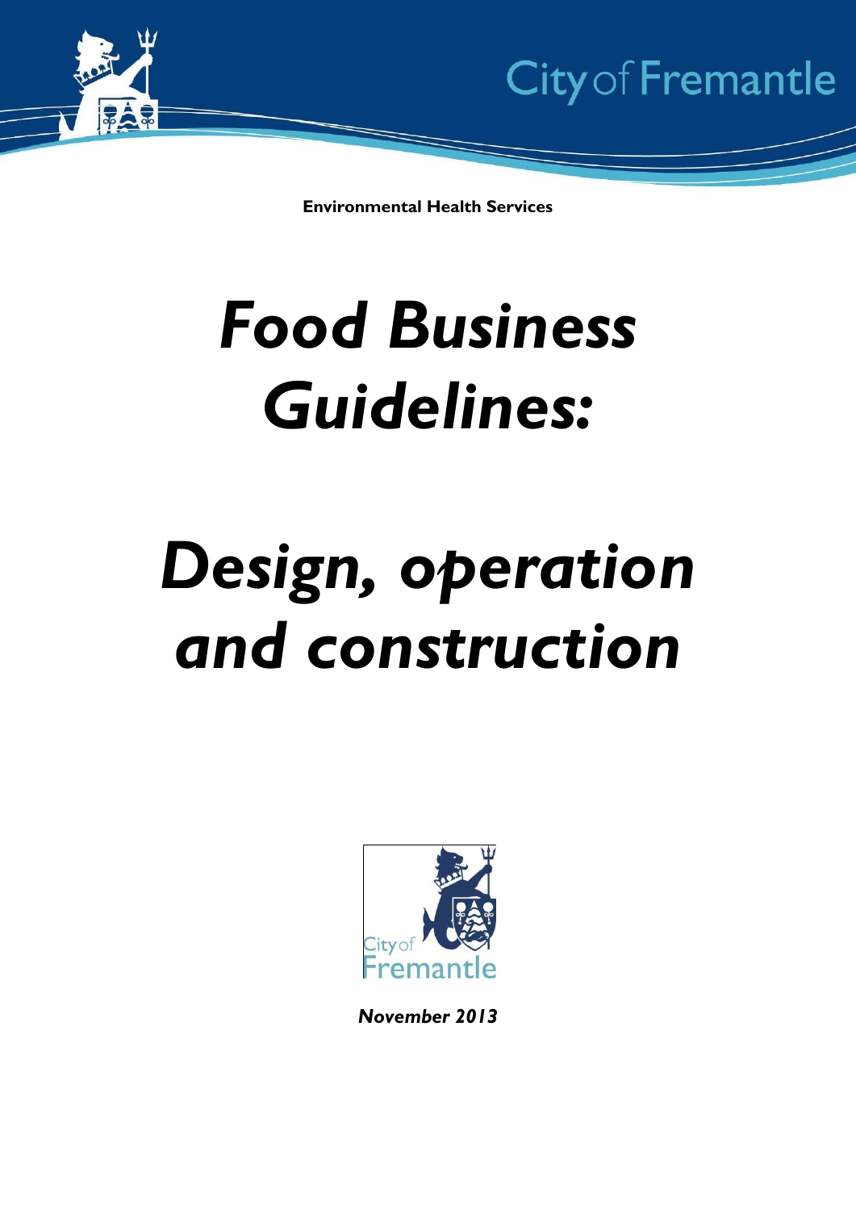City of Fremantle

**Environmental Health Services**

# *Food Business Guidelines:*

# *Design, operation and construction*

City of Fremantle

***November 2013***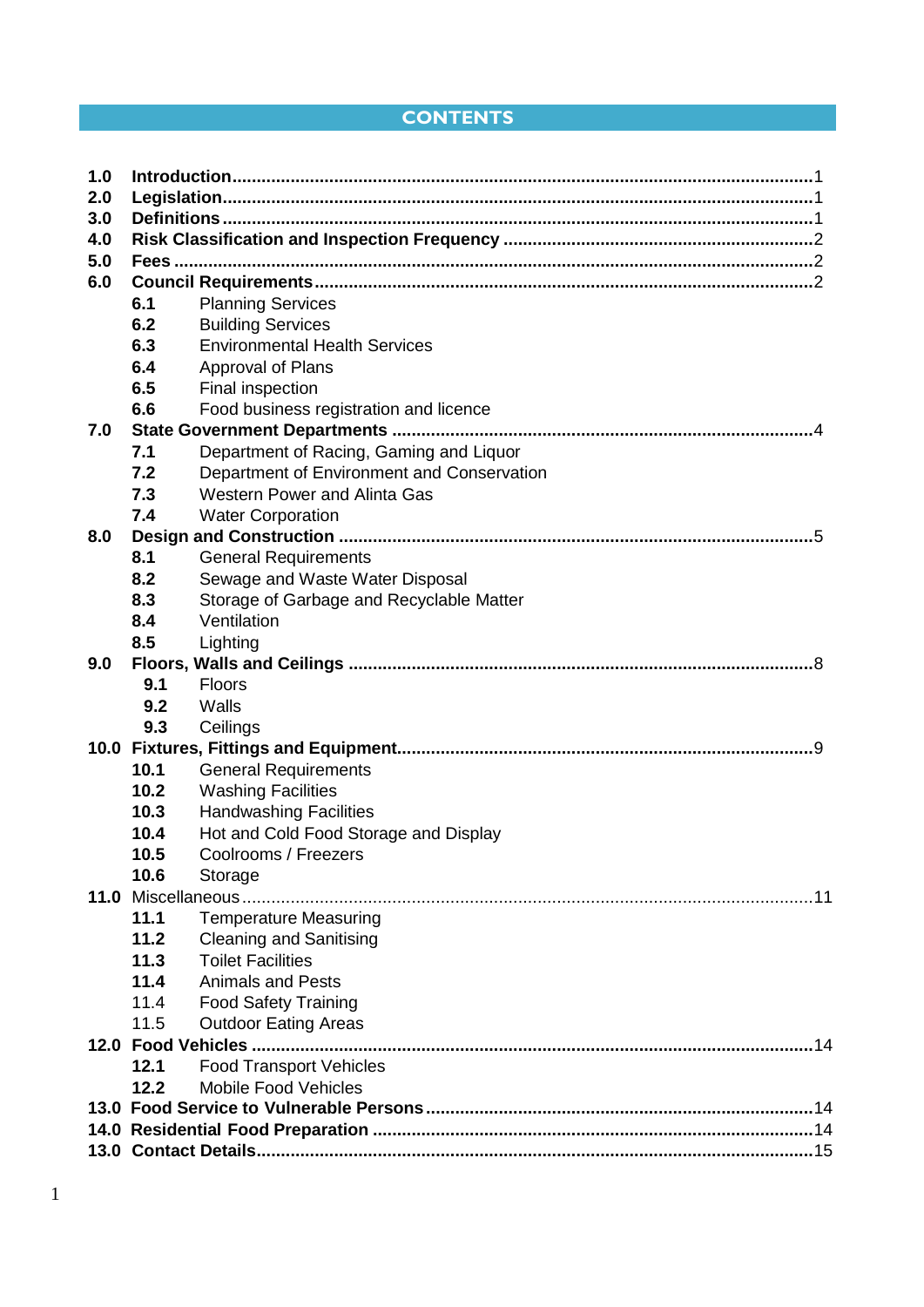## CONTENTS

**1.0 Introduction** .......... 1

**2.0 Legislation** .......... 1

**3.0 Definitions** .......... 1

**4.0 Risk Classification and Inspection Frequency** .......... 2

**5.0 Fees** .......... 2

**6.0 Council Requirements** .......... 2

- **6.1** Planning Services
- **6.2** Building Services
- **6.3** Environmental Health Services
- **6.4** Approval of Plans
- **6.5** Final inspection
- **6.6** Food business registration and licence

**7.0 State Government Departments** .......... 4

- **7.1** Department of Racing, Gaming and Liquor
- **7.2** Department of Environment and Conservation
- **7.3** Western Power and Alinta Gas
- **7.4** Water Corporation

**8.0 Design and Construction** .......... 5

- **8.1** General Requirements
- **8.2** Sewage and Waste Water Disposal
- **8.3** Storage of Garbage and Recyclable Matter
- **8.4** Ventilation
- **8.5** Lighting

**9.0 Floors, Walls and Ceilings** .......... 8

- **9.1** Floors
- **9.2** Walls
- **9.3** Ceilings

**10.0 Fixtures, Fittings and Equipment** .......... 9

- **10.1** General Requirements
- **10.2** Washing Facilities
- **10.3** Handwashing Facilities
- **10.4** Hot and Cold Food Storage and Display
- **10.5** Coolrooms / Freezers
- **10.6** Storage

**11.0** Miscellaneous .......... 11

- **11.1** Temperature Measuring
- **11.2** Cleaning and Sanitising
- **11.3** Toilet Facilities
- **11.4** Animals and Pests
- 11.4 Food Safety Training
- 11.5 Outdoor Eating Areas

**12.0 Food Vehicles** .......... 14

- **12.1** Food Transport Vehicles
- **12.2** Mobile Food Vehicles

**13.0 Food Service to Vulnerable Persons** .......... 14

**14.0 Residential Food Preparation** .......... 14

**13.0 Contact Details** .......... 15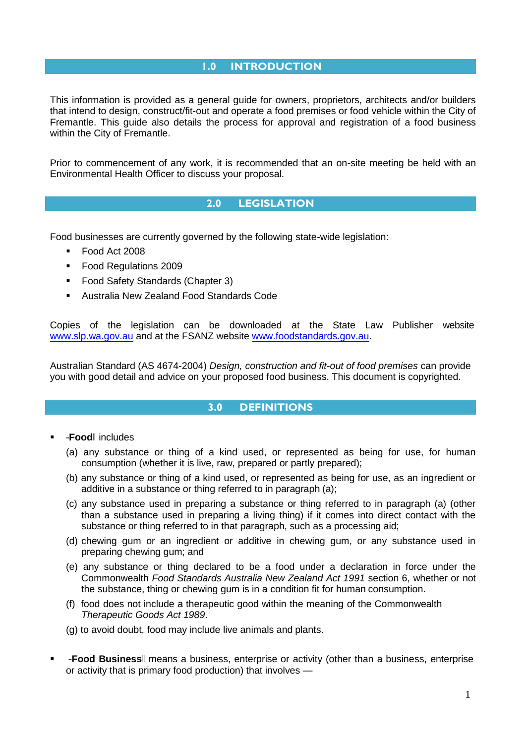## 1.0 INTRODUCTION

This information is provided as a general guide for owners, proprietors, architects and/or builders that intend to design, construct/fit-out and operate a food premises or food vehicle within the City of Fremantle. This guide also details the process for approval and registration of a food business within the City of Fremantle.

Prior to commencement of any work, it is recommended that an on-site meeting be held with an Environmental Health Officer to discuss your proposal.

## 2.0 LEGISLATION

Food businesses are currently governed by the following state-wide legislation:

- Food Act 2008
- Food Regulations 2009
- Food Safety Standards (Chapter 3)
- Australia New Zealand Food Standards Code

Copies of the legislation can be downloaded at the State Law Publisher website www.slp.wa.gov.au and at the FSANZ website www.foodstandards.gov.au.

Australian Standard (AS 4674-2004) *Design, construction and fit-out of food premises* can provide you with good detail and advice on your proposed food business. This document is copyrighted.

## 3.0 DEFINITIONS

- �strong‐**Food**‖ includes
  - (a) any substance or thing of a kind used, or represented as being for use, for human consumption (whether it is live, raw, prepared or partly prepared);
  - (b) any substance or thing of a kind used, or represented as being for use, as an ingredient or additive in a substance or thing referred to in paragraph (a);
  - (c) any substance used in preparing a substance or thing referred to in paragraph (a) (other than a substance used in preparing a living thing) if it comes into direct contact with the substance or thing referred to in that paragraph, such as a processing aid;
  - (d) chewing gum or an ingredient or additive in chewing gum, or any substance used in preparing chewing gum; and
  - (e) any substance or thing declared to be a food under a declaration in force under the Commonwealth *Food Standards Australia New Zealand Act 1991* section 6, whether or not the substance, thing or chewing gum is in a condition fit for human consumption.
  - (f) food does not include a therapeutic good within the meaning of the Commonwealth *Therapeutic Goods Act 1989*.
  - (g) to avoid doubt, food may include live animals and plants.

- ‐**Food Business**‖ means a business, enterprise or activity (other than a business, enterprise or activity that is primary food production) that involves —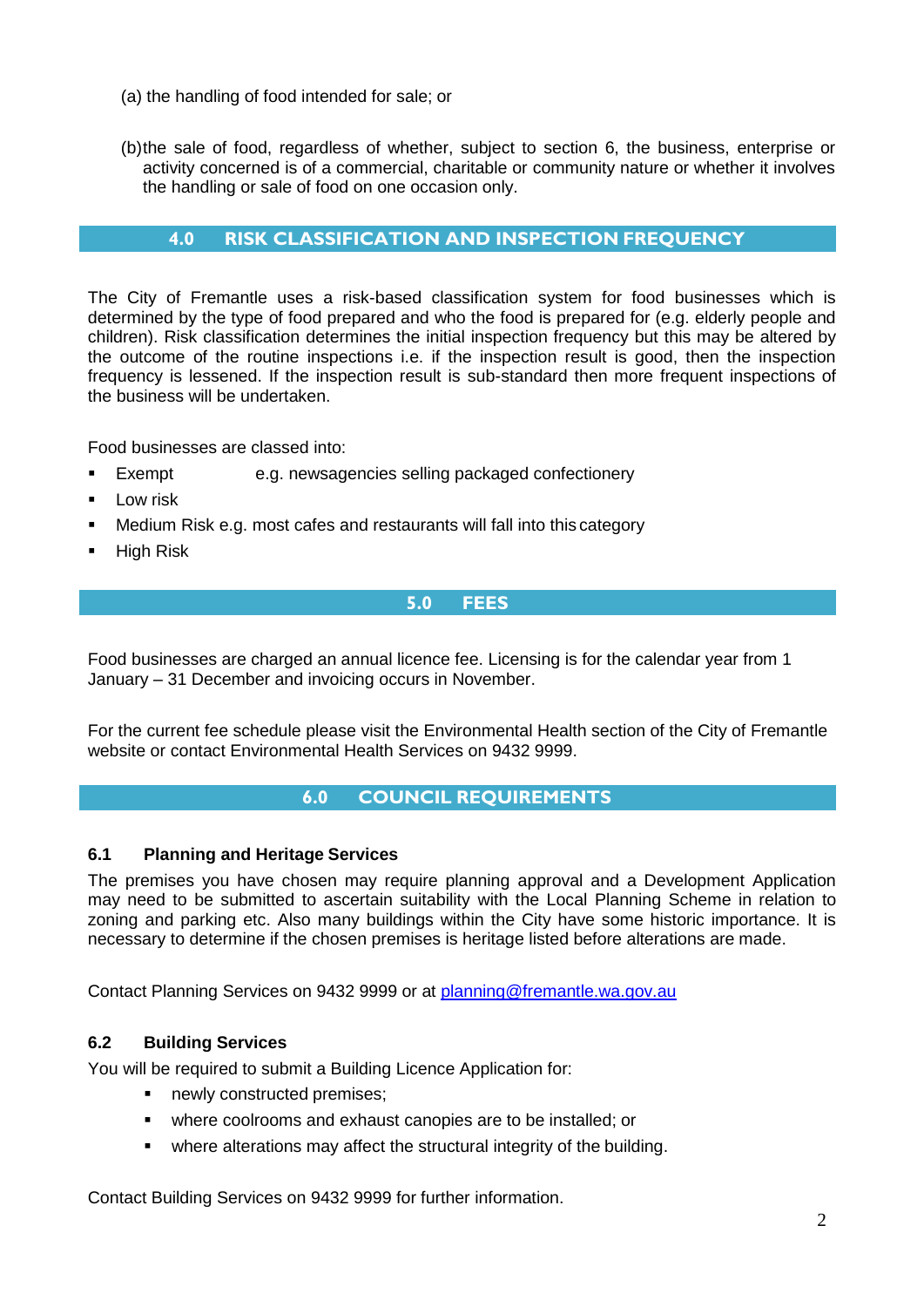(a) the handling of food intended for sale; or

(b) the sale of food, regardless of whether, subject to section 6, the business, enterprise or activity concerned is of a commercial, charitable or community nature or whether it involves the handling or sale of food on one occasion only.

## 4.0 RISK CLASSIFICATION AND INSPECTION FREQUENCY

The City of Fremantle uses a risk-based classification system for food businesses which is determined by the type of food prepared and who the food is prepared for (e.g. elderly people and children). Risk classification determines the initial inspection frequency but this may be altered by the outcome of the routine inspections i.e. if the inspection result is good, then the inspection frequency is lessened. If the inspection result is sub-standard then more frequent inspections of the business will be undertaken.

Food businesses are classed into:

- Exempt e.g. newsagencies selling packaged confectionery
- Low risk
- Medium Risk e.g. most cafes and restaurants will fall into this category
- High Risk

## 5.0 FEES

Food businesses are charged an annual licence fee. Licensing is for the calendar year from 1 January – 31 December and invoicing occurs in November.

For the current fee schedule please visit the Environmental Health section of the City of Fremantle website or contact Environmental Health Services on 9432 9999.

## 6.0 COUNCIL REQUIREMENTS

### 6.1 Planning and Heritage Services

The premises you have chosen may require planning approval and a Development Application may need to be submitted to ascertain suitability with the Local Planning Scheme in relation to zoning and parking etc. Also many buildings within the City have some historic importance. It is necessary to determine if the chosen premises is heritage listed before alterations are made.

Contact Planning Services on 9432 9999 or at planning@fremantle.wa.gov.au

### 6.2 Building Services

You will be required to submit a Building Licence Application for:

- newly constructed premises;
- where coolrooms and exhaust canopies are to be installed; or
- where alterations may affect the structural integrity of the building.

Contact Building Services on 9432 9999 for further information.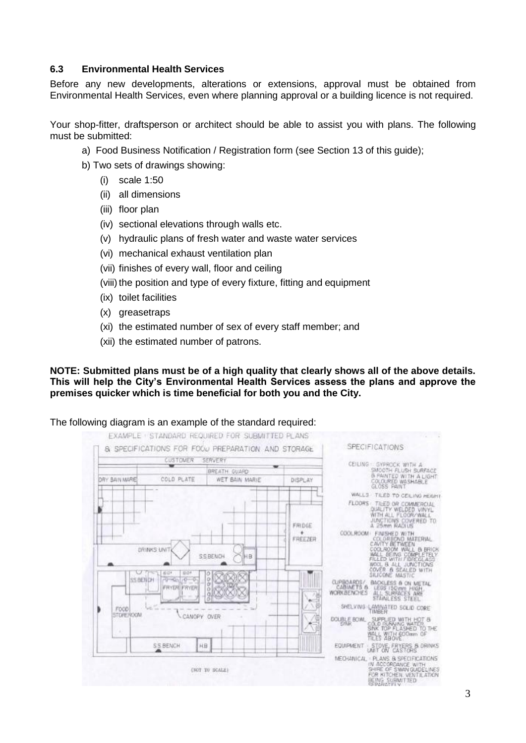### 6.3 Environmental Health Services

Before any new developments, alterations or extensions, approval must be obtained from Environmental Health Services, even where planning approval or a building licence is not required.

Your shop-fitter, draftsperson or architect should be able to assist you with plans. The following must be submitted:

a) Food Business Notification / Registration form (see Section 13 of this guide);

b) Two sets of drawings showing:

(i) scale 1:50

(ii) all dimensions

(iii) floor plan

(iv) sectional elevations through walls etc.

(v) hydraulic plans of fresh water and waste water services

(vi) mechanical exhaust ventilation plan

(vii) finishes of every wall, floor and ceiling

(viii) the position and type of every fixture, fitting and equipment

(ix) toilet facilities

(x) greasetraps

(xi) the estimated number of sex of every staff member; and

(xii) the estimated number of patrons.

**NOTE: Submitted plans must be of a high quality that clearly shows all of the above details. This will help the City's Environmental Health Services assess the plans and approve the premises quicker which is time beneficial for both you and the City.**

The following diagram is an example of the standard required:

EXAMPLE · STANDARD REQUIRED FOR SUBMITTED PLANS & SPECIFICATIONS FOR FOOD PREPARATION AND STORAGE

CUSTOMER SERVERY

BREATH GUARD

DRY BAIN MARIE | COLD PLATE | WET BAIN MARIE | DISPLAY

FRIDGE + FREEZER

DRINKS UNIT | S.S.BENCH | H.B

SS BENCH | FRYER | FRYER

FOOD STOREROOM | CANOPY OVER

S.S BENCH | H.B

(NOT TO SCALE)

SPECIFICATIONS

CEILING · GYPROCK WITH A SMOOTH FLUSH SURFACE & PAINTED WITH A LIGHT COLOURED WASHABLE GLOSS PAINT

WALLS · TILED TO CEILING HEIGHT

FLOORS · TILED OR COMMERCIAL QUALITY WELDED VINYL WITH ALL FLOOR/WALL JUNCTIONS COVERED TO A 25mm RADIUS

COOLROOM · FINISHED WITH COLORBOND MATERIAL. CAVITY BETWEEN COOLROOM WALL & BRICK WALL BEING COMPLETELY FILLED WITH FIBREGLASS WOOL & ALL JUNCTIONS COVER & SEALED WITH SILICONE MASTIC

CUPBOARDS/ CABINETS & WORKBENCHES · BACKLESS & ON METAL LEGS 150mm HIGH. ALL SURFACES ARE STAINLESS STEEL

SHELVING · LAMINATED SOLID CORE TIMBER

DOUBLE BOWL SINK · SUPPLIED WITH HOT & COLD RUNNING WATER. SINK TOP FLASHED TO THE WALL WITH 600mm OF TILES ABOVE

EQUIPMENT · STOVE, FRYERS & DRINKS UNIT ON CASTORS

MECHANICAL · PLANS & SPECIFICATIONS IN ACCORDANCE WITH SHIRE OF SWAN GUIDELINES FOR KITCHEN VENTILATION BEING SUBMITTED SEPARATELY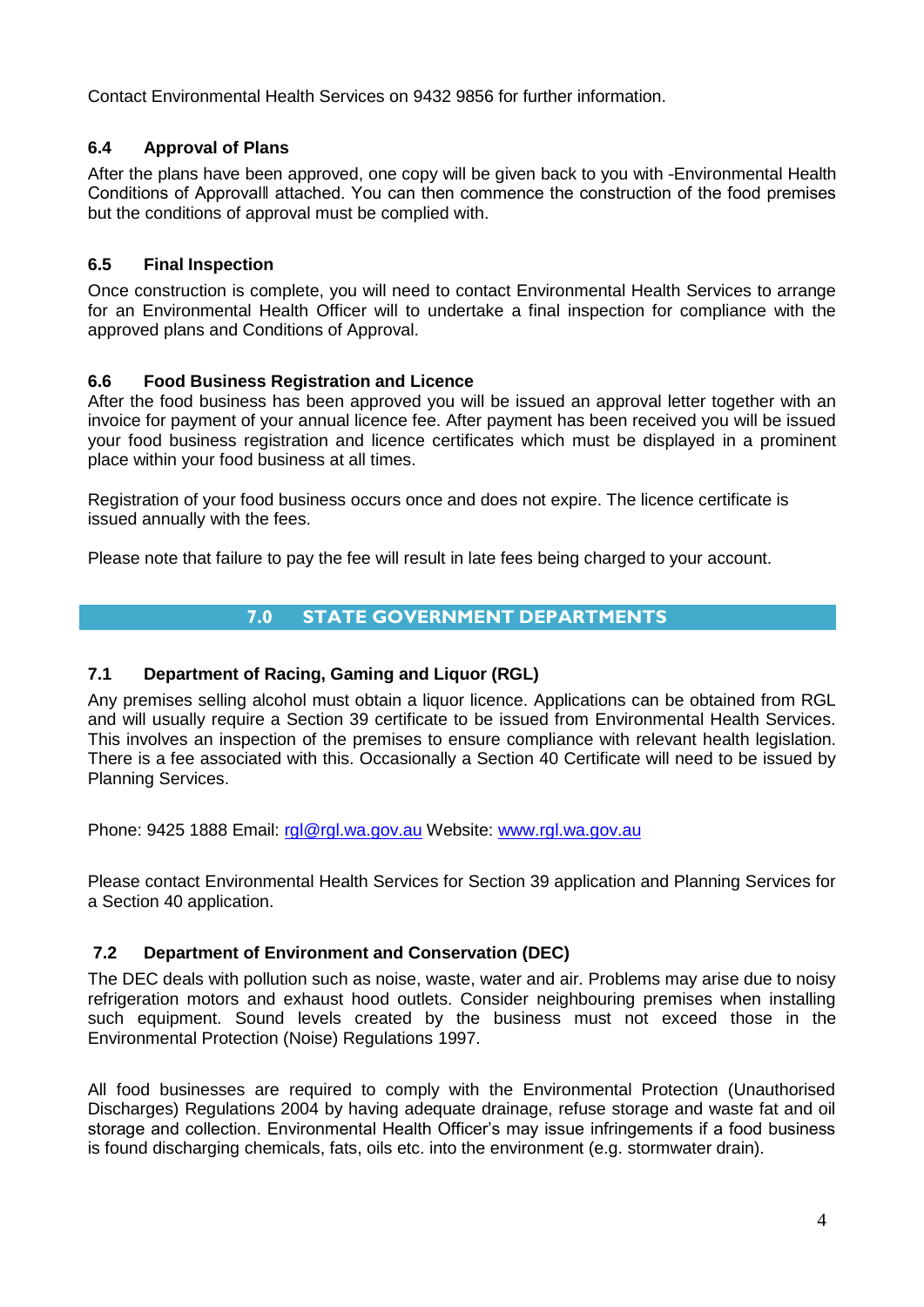Contact Environmental Health Services on 9432 9856 for further information.

### 6.4 Approval of Plans

After the plans have been approved, one copy will be given back to you with -Environmental Health Conditions of Approval‖ attached. You can then commence the construction of the food premises but the conditions of approval must be complied with.

### 6.5 Final Inspection

Once construction is complete, you will need to contact Environmental Health Services to arrange for an Environmental Health Officer will to undertake a final inspection for compliance with the approved plans and Conditions of Approval.

### 6.6 Food Business Registration and Licence

After the food business has been approved you will be issued an approval letter together with an invoice for payment of your annual licence fee. After payment has been received you will be issued your food business registration and licence certificates which must be displayed in a prominent place within your food business at all times.

Registration of your food business occurs once and does not expire. The licence certificate is issued annually with the fees.

Please note that failure to pay the fee will result in late fees being charged to your account.

## 7.0 STATE GOVERNMENT DEPARTMENTS

### 7.1 Department of Racing, Gaming and Liquor (RGL)

Any premises selling alcohol must obtain a liquor licence. Applications can be obtained from RGL and will usually require a Section 39 certificate to be issued from Environmental Health Services. This involves an inspection of the premises to ensure compliance with relevant health legislation. There is a fee associated with this. Occasionally a Section 40 Certificate will need to be issued by Planning Services.

Phone: 9425 1888 Email: rgl@rgl.wa.gov.au Website: www.rgl.wa.gov.au

Please contact Environmental Health Services for Section 39 application and Planning Services for a Section 40 application.

### 7.2 Department of Environment and Conservation (DEC)

The DEC deals with pollution such as noise, waste, water and air. Problems may arise due to noisy refrigeration motors and exhaust hood outlets. Consider neighbouring premises when installing such equipment. Sound levels created by the business must not exceed those in the Environmental Protection (Noise) Regulations 1997.

All food businesses are required to comply with the Environmental Protection (Unauthorised Discharges) Regulations 2004 by having adequate drainage, refuse storage and waste fat and oil storage and collection. Environmental Health Officer's may issue infringements if a food business is found discharging chemicals, fats, oils etc. into the environment (e.g. stormwater drain).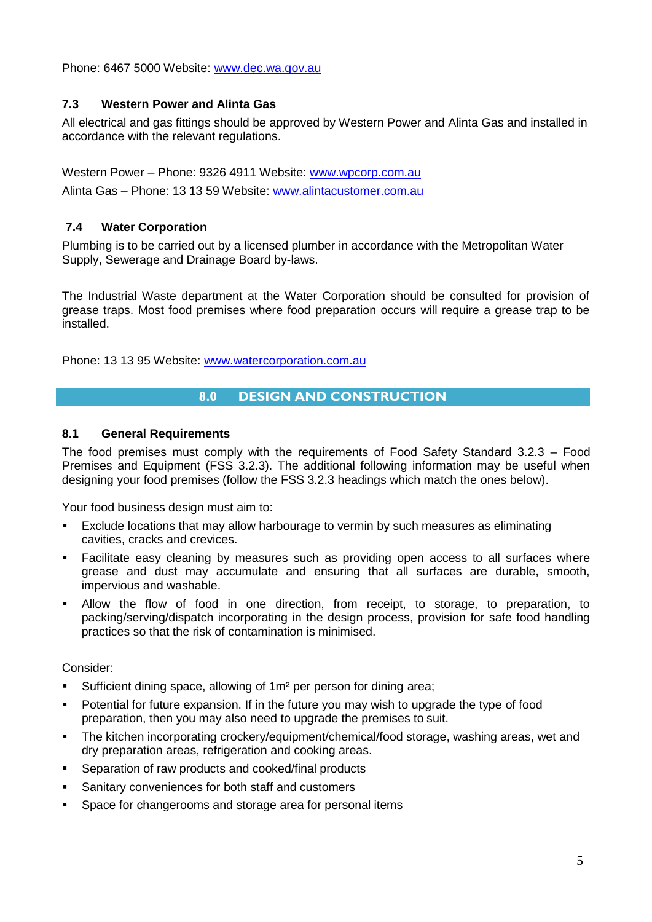Phone: 6467 5000 Website: www.dec.wa.gov.au

### 7.3 Western Power and Alinta Gas

All electrical and gas fittings should be approved by Western Power and Alinta Gas and installed in accordance with the relevant regulations.

Western Power – Phone: 9326 4911 Website: www.wpcorp.com.au

Alinta Gas – Phone: 13 13 59 Website: www.alintacustomer.com.au

### 7.4 Water Corporation

Plumbing is to be carried out by a licensed plumber in accordance with the Metropolitan Water Supply, Sewerage and Drainage Board by-laws.

The Industrial Waste department at the Water Corporation should be consulted for provision of grease traps. Most food premises where food preparation occurs will require a grease trap to be installed.

Phone: 13 13 95 Website: www.watercorporation.com.au

## 8.0 DESIGN AND CONSTRUCTION

### 8.1 General Requirements

The food premises must comply with the requirements of Food Safety Standard 3.2.3 – Food Premises and Equipment (FSS 3.2.3). The additional following information may be useful when designing your food premises (follow the FSS 3.2.3 headings which match the ones below).

Your food business design must aim to:

- Exclude locations that may allow harbourage to vermin by such measures as eliminating cavities, cracks and crevices.
- Facilitate easy cleaning by measures such as providing open access to all surfaces where grease and dust may accumulate and ensuring that all surfaces are durable, smooth, impervious and washable.
- Allow the flow of food in one direction, from receipt, to storage, to preparation, to packing/serving/dispatch incorporating in the design process, provision for safe food handling practices so that the risk of contamination is minimised.

Consider:

- Sufficient dining space, allowing of 1m² per person for dining area;
- Potential for future expansion. If in the future you may wish to upgrade the type of food preparation, then you may also need to upgrade the premises to suit.
- The kitchen incorporating crockery/equipment/chemical/food storage, washing areas, wet and dry preparation areas, refrigeration and cooking areas.
- Separation of raw products and cooked/final products
- Sanitary conveniences for both staff and customers
- Space for changerooms and storage area for personal items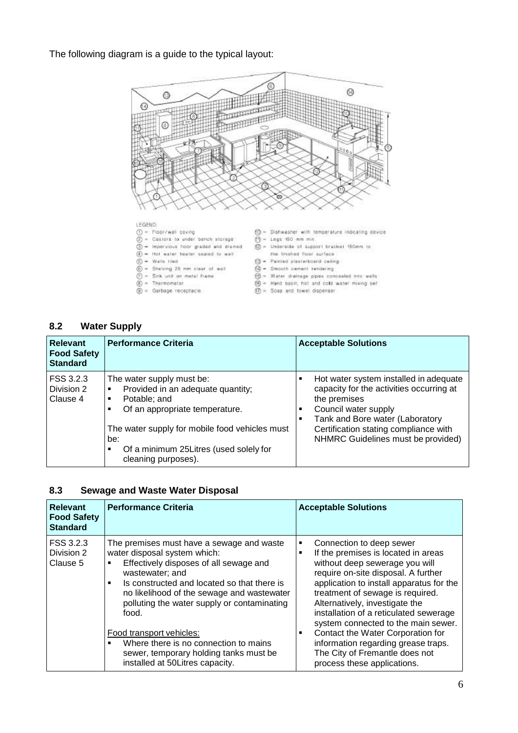The following diagram is a guide to the typical layout:

LEGEND:

1 = Floor/wall coving
2 = Castors to under bench storage
3 = Impervious floor graded and drained
4 = Hot water heater sealed to wall
5 = Walls tiled
6 = Shelving 25 mm clear of wall
7 = Sink unit on metal frame
8 = Thermometer
9 = Garbage receptacle
10 = Dishwasher with temperature indicating device
11 = Legs 150 mm min.
12 = Underside of support bracket 150mm to the finished floor surface
13 = Painted plasterboard ceiling
14 = Smooth cement rendering
15 = Water drainage pipes concealed into walls
16 = Hand basin, hot and cold water mixing set
17 = Soap and towel dispenser

## 8.2 Water Supply

| Relevant Food Safety Standard | Performance Criteria | Acceptable Solutions |
|---|---|---|
| FSS 3.2.3 Division 2 Clause 4 | The water supply must be:<br>▪ Provided in an adequate quantity;<br>▪ Potable; and<br>▪ Of an appropriate temperature.<br><br>The water supply for mobile food vehicles must be:<br>▪ Of a minimum 25Litres (used solely for cleaning purposes). | ▪ Hot water system installed in adequate capacity for the activities occurring at the premises<br>▪ Council water supply<br>▪ Tank and Bore water (Laboratory Certification stating compliance with NHMRC Guidelines must be provided) |

## 8.3 Sewage and Waste Water Disposal

| Relevant Food Safety Standard | Performance Criteria | Acceptable Solutions |
|---|---|---|
| FSS 3.2.3 Division 2 Clause 5 | The premises must have a sewage and waste water disposal system which:<br>▪ Effectively disposes of all sewage and wastewater; and<br>▪ Is constructed and located so that there is no likelihood of the sewage and wastewater polluting the water supply or contaminating food.<br><br>Food transport vehicles:<br>▪ Where there is no connection to mains sewer, temporary holding tanks must be installed at 50Litres capacity. | ▪ Connection to deep sewer<br>▪ If the premises is located in areas without deep sewerage you will require on-site disposal. A further application to install apparatus for the treatment of sewage is required. Alternatively, investigate the installation of a reticulated sewerage system connected to the main sewer.<br>▪ Contact the Water Corporation for information regarding grease traps. The City of Fremantle does not process these applications. |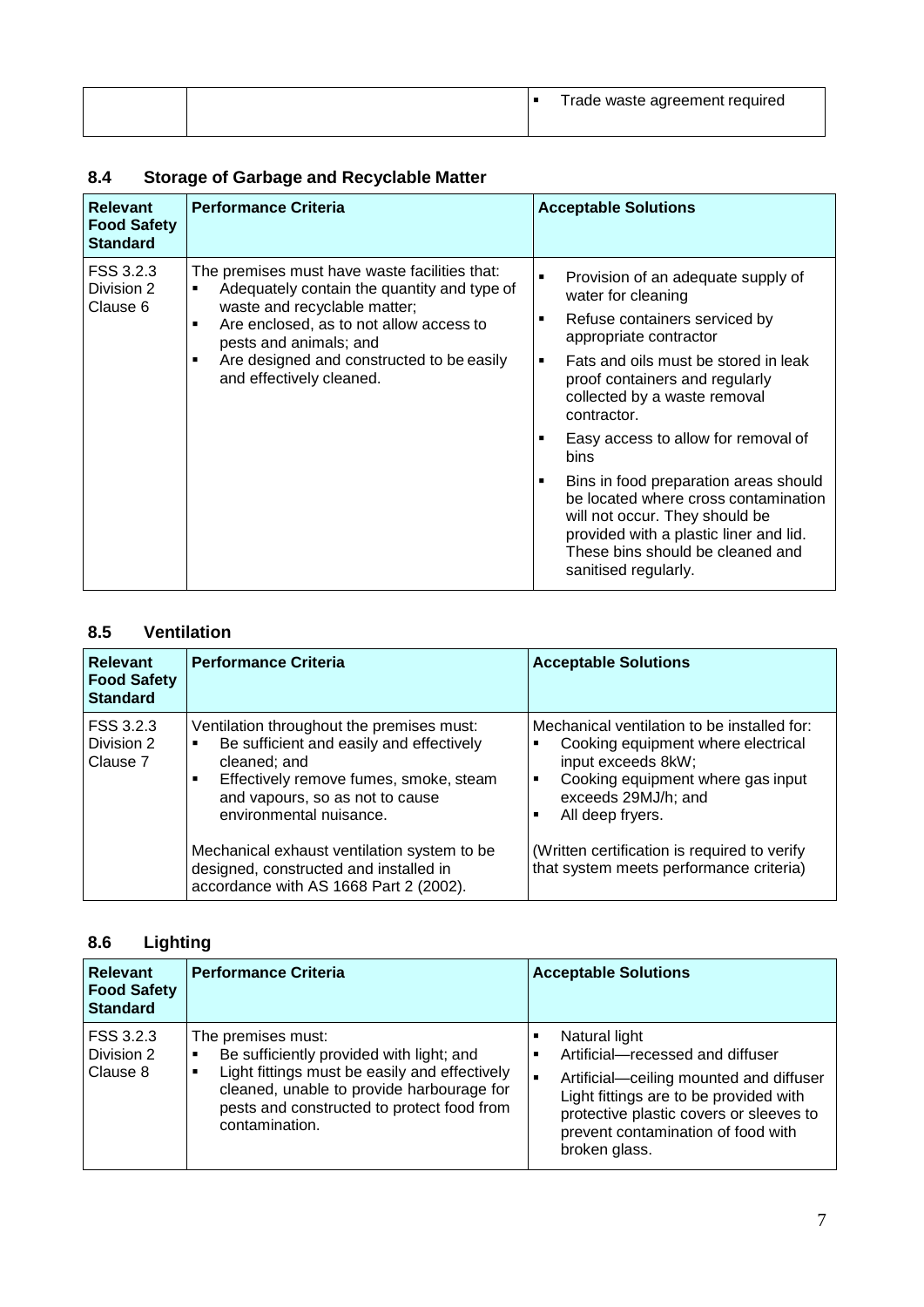| | | ▪ Trade waste agreement required |
|---|---|---|

### 8.4 Storage of Garbage and Recyclable Matter

| Relevant Food Safety Standard | Performance Criteria | Acceptable Solutions |
|---|---|---|
| FSS 3.2.3 Division 2 Clause 6 | The premises must have waste facilities that:<br>▪ Adequately contain the quantity and type of waste and recyclable matter;<br>▪ Are enclosed, as to not allow access to pests and animals; and<br>▪ Are designed and constructed to be easily and effectively cleaned. | ▪ Provision of an adequate supply of water for cleaning<br>▪ Refuse containers serviced by appropriate contractor<br>▪ Fats and oils must be stored in leak proof containers and regularly collected by a waste removal contractor.<br>▪ Easy access to allow for removal of bins<br>▪ Bins in food preparation areas should be located where cross contamination will not occur. They should be provided with a plastic liner and lid. These bins should be cleaned and sanitised regularly. |

### 8.5 Ventilation

| Relevant Food Safety Standard | Performance Criteria | Acceptable Solutions |
|---|---|---|
| FSS 3.2.3 Division 2 Clause 7 | Ventilation throughout the premises must:<br>▪ Be sufficient and easily and effectively cleaned; and<br>▪ Effectively remove fumes, smoke, steam and vapours, so as not to cause environmental nuisance.<br><br>Mechanical exhaust ventilation system to be designed, constructed and installed in accordance with AS 1668 Part 2 (2002). | Mechanical ventilation to be installed for:<br>▪ Cooking equipment where electrical input exceeds 8kW;<br>▪ Cooking equipment where gas input exceeds 29MJ/h; and<br>▪ All deep fryers.<br><br>(Written certification is required to verify that system meets performance criteria) |

### 8.6 Lighting

| Relevant Food Safety Standard | Performance Criteria | Acceptable Solutions |
|---|---|---|
| FSS 3.2.3 Division 2 Clause 8 | The premises must:<br>▪ Be sufficiently provided with light; and<br>▪ Light fittings must be easily and effectively cleaned, unable to provide harbourage for pests and constructed to protect food from contamination. | ▪ Natural light<br>▪ Artificial—recessed and diffuser<br>▪ Artificial—ceiling mounted and diffuser Light fittings are to be provided with protective plastic covers or sleeves to prevent contamination of food with broken glass. |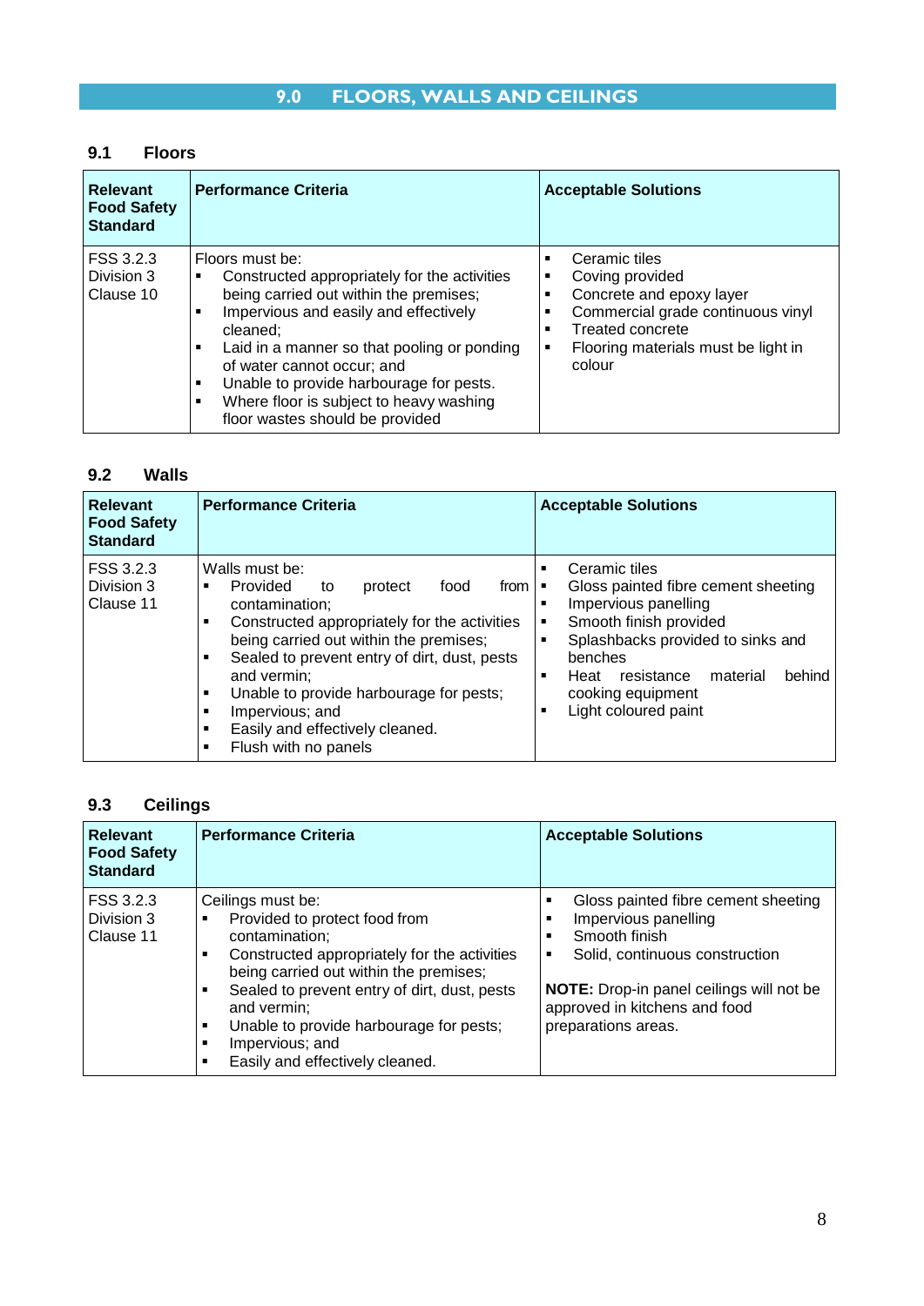# 9.0 FLOORS, WALLS AND CEILINGS

## 9.1 Floors

| Relevant Food Safety Standard | Performance Criteria | Acceptable Solutions |
|---|---|---|
| FSS 3.2.3 Division 3 Clause 10 | Floors must be:<br>▪ Constructed appropriately for the activities being carried out within the premises;<br>▪ Impervious and easily and effectively cleaned;<br>▪ Laid in a manner so that pooling or ponding of water cannot occur; and<br>▪ Unable to provide harbourage for pests.<br>▪ Where floor is subject to heavy washing floor wastes should be provided | ▪ Ceramic tiles<br>▪ Coving provided<br>▪ Concrete and epoxy layer<br>▪ Commercial grade continuous vinyl<br>▪ Treated concrete<br>▪ Flooring materials must be light in colour |

## 9.2 Walls

| Relevant Food Safety Standard | Performance Criteria | Acceptable Solutions |
|---|---|---|
| FSS 3.2.3 Division 3 Clause 11 | Walls must be:<br>▪ Provided to protect food from contamination;<br>▪ Constructed appropriately for the activities being carried out within the premises;<br>▪ Sealed to prevent entry of dirt, dust, pests and vermin;<br>▪ Unable to provide harbourage for pests;<br>▪ Impervious; and<br>▪ Easily and effectively cleaned.<br>▪ Flush with no panels | ▪ Ceramic tiles<br>▪ Gloss painted fibre cement sheeting<br>▪ Impervious panelling<br>▪ Smooth finish provided<br>▪ Splashbacks provided to sinks and benches<br>▪ Heat resistance material behind cooking equipment<br>▪ Light coloured paint |

## 9.3 Ceilings

| Relevant Food Safety Standard | Performance Criteria | Acceptable Solutions |
|---|---|---|
| FSS 3.2.3 Division 3 Clause 11 | Ceilings must be:<br>▪ Provided to protect food from contamination;<br>▪ Constructed appropriately for the activities being carried out within the premises;<br>▪ Sealed to prevent entry of dirt, dust, pests and vermin;<br>▪ Unable to provide harbourage for pests;<br>▪ Impervious; and<br>▪ Easily and effectively cleaned. | ▪ Gloss painted fibre cement sheeting<br>▪ Impervious panelling<br>▪ Smooth finish<br>▪ Solid, continuous construction<br><br>**NOTE:** Drop-in panel ceilings will not be approved in kitchens and food preparations areas. |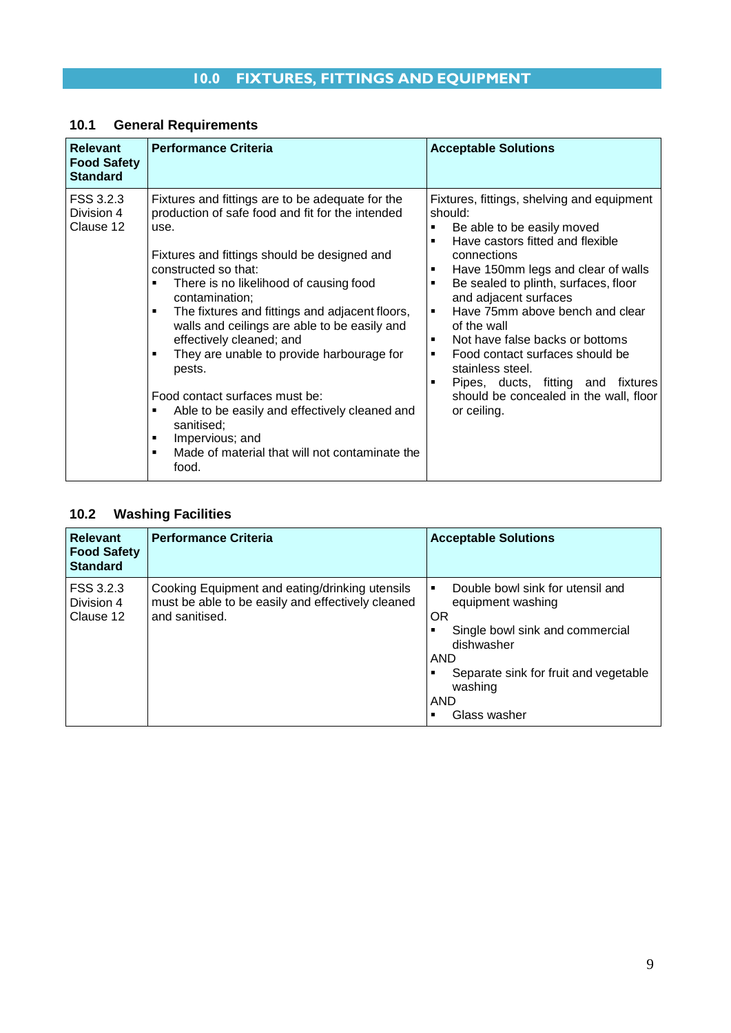# 10.0 FIXTURES, FITTINGS AND EQUIPMENT

## 10.1 General Requirements

| Relevant Food Safety Standard | Performance Criteria | Acceptable Solutions |
|---|---|---|
| FSS 3.2.3 Division 4 Clause 12 | Fixtures and fittings are to be adequate for the production of safe food and fit for the intended use.<br><br>Fixtures and fittings should be designed and constructed so that:<br>▪ There is no likelihood of causing food contamination;<br>▪ The fixtures and fittings and adjacent floors, walls and ceilings are able to be easily and effectively cleaned; and<br>▪ They are unable to provide harbourage for pests.<br><br>Food contact surfaces must be:<br>▪ Able to be easily and effectively cleaned and sanitised;<br>▪ Impervious; and<br>▪ Made of material that will not contaminate the food. | Fixtures, fittings, shelving and equipment should:<br>▪ Be able to be easily moved<br>▪ Have castors fitted and flexible connections<br>▪ Have 150mm legs and clear of walls<br>▪ Be sealed to plinth, surfaces, floor and adjacent surfaces<br>▪ Have 75mm above bench and clear of the wall<br>▪ Not have false backs or bottoms<br>▪ Food contact surfaces should be stainless steel.<br>▪ Pipes, ducts, fitting and fixtures should be concealed in the wall, floor or ceiling. |

## 10.2 Washing Facilities

| Relevant Food Safety Standard | Performance Criteria | Acceptable Solutions |
|---|---|---|
| FSS 3.2.3 Division 4 Clause 12 | Cooking Equipment and eating/drinking utensils must be able to be easily and effectively cleaned and sanitised. | ▪ Double bowl sink for utensil and equipment washing<br>OR<br>▪ Single bowl sink and commercial dishwasher<br>AND<br>▪ Separate sink for fruit and vegetable washing<br>AND<br>▪ Glass washer |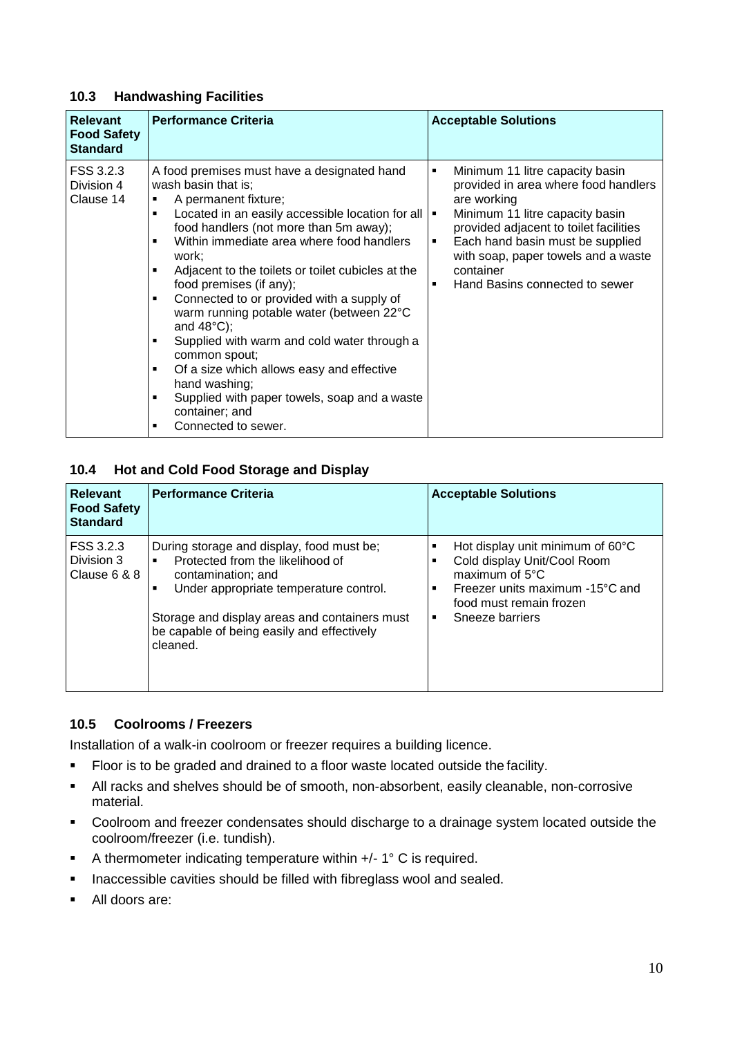### 10.3 Handwashing Facilities

| Relevant Food Safety Standard | Performance Criteria | Acceptable Solutions |
|---|---|---|
| FSS 3.2.3 Division 4 Clause 14 | A food premises must have a designated hand wash basin that is;<br>▪ A permanent fixture;<br>▪ Located in an easily accessible location for all food handlers (not more than 5m away);<br>▪ Within immediate area where food handlers work;<br>▪ Adjacent to the toilets or toilet cubicles at the food premises (if any);<br>▪ Connected to or provided with a supply of warm running potable water (between 22°C and 48°C);<br>▪ Supplied with warm and cold water through a common spout;<br>▪ Of a size which allows easy and effective hand washing;<br>▪ Supplied with paper towels, soap and a waste container; and<br>▪ Connected to sewer. | ▪ Minimum 11 litre capacity basin provided in area where food handlers are working<br>▪ Minimum 11 litre capacity basin provided adjacent to toilet facilities<br>▪ Each hand basin must be supplied with soap, paper towels and a waste container<br>▪ Hand Basins connected to sewer |

### 10.4 Hot and Cold Food Storage and Display

| Relevant Food Safety Standard | Performance Criteria | Acceptable Solutions |
|---|---|---|
| FSS 3.2.3 Division 3 Clause 6 & 8 | During storage and display, food must be;<br>▪ Protected from the likelihood of contamination; and<br>▪ Under appropriate temperature control.<br><br>Storage and display areas and containers must be capable of being easily and effectively cleaned. | ▪ Hot display unit minimum of 60°C<br>▪ Cold display Unit/Cool Room maximum of 5°C<br>▪ Freezer units maximum -15°C and food must remain frozen<br>▪ Sneeze barriers |

### 10.5 Coolrooms / Freezers

Installation of a walk-in coolroom or freezer requires a building licence.

- Floor is to be graded and drained to a floor waste located outside the facility.
- All racks and shelves should be of smooth, non-absorbent, easily cleanable, non-corrosive material.
- Coolroom and freezer condensates should discharge to a drainage system located outside the coolroom/freezer (i.e. tundish).
- A thermometer indicating temperature within +/- 1° C is required.
- Inaccessible cavities should be filled with fibreglass wool and sealed.
- All doors are: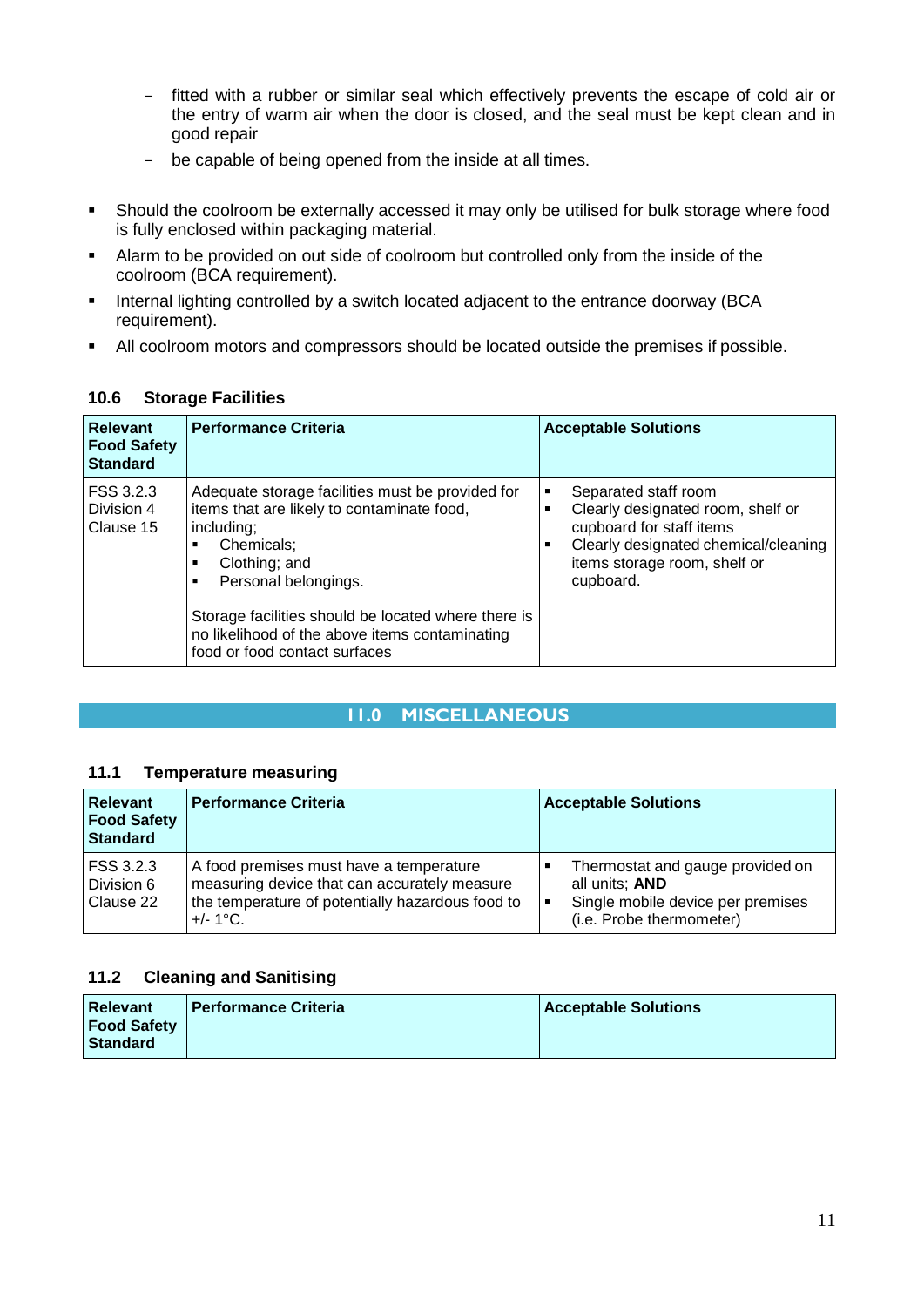- fitted with a rubber or similar seal which effectively prevents the escape of cold air or the entry of warm air when the door is closed, and the seal must be kept clean and in good repair
- be capable of being opened from the inside at all times.

- Should the coolroom be externally accessed it may only be utilised for bulk storage where food is fully enclosed within packaging material.
- Alarm to be provided on out side of coolroom but controlled only from the inside of the coolroom (BCA requirement).
- Internal lighting controlled by a switch located adjacent to the entrance doorway (BCA requirement).
- All coolroom motors and compressors should be located outside the premises if possible.

### 10.6 Storage Facilities

| Relevant Food Safety Standard | Performance Criteria | Acceptable Solutions |
|---|---|---|
| FSS 3.2.3 Division 4 Clause 15 | Adequate storage facilities must be provided for items that are likely to contaminate food, including;<br>▪ Chemicals;<br>▪ Clothing; and<br>▪ Personal belongings.<br><br>Storage facilities should be located where there is no likelihood of the above items contaminating food or food contact surfaces | ▪ Separated staff room<br>▪ Clearly designated room, shelf or cupboard for staff items<br>▪ Clearly designated chemical/cleaning items storage room, shelf or cupboard. |

## 11.0 MISCELLANEOUS

### 11.1 Temperature measuring

| Relevant Food Safety Standard | Performance Criteria | Acceptable Solutions |
|---|---|---|
| FSS 3.2.3 Division 6 Clause 22 | A food premises must have a temperature measuring device that can accurately measure the temperature of potentially hazardous food to +/- 1°C. | ▪ Thermostat and gauge provided on all units; **AND**<br>▪ Single mobile device per premises (i.e. Probe thermometer) |

### 11.2 Cleaning and Sanitising

| Relevant Food Safety Standard | Performance Criteria | Acceptable Solutions |
|---|---|---|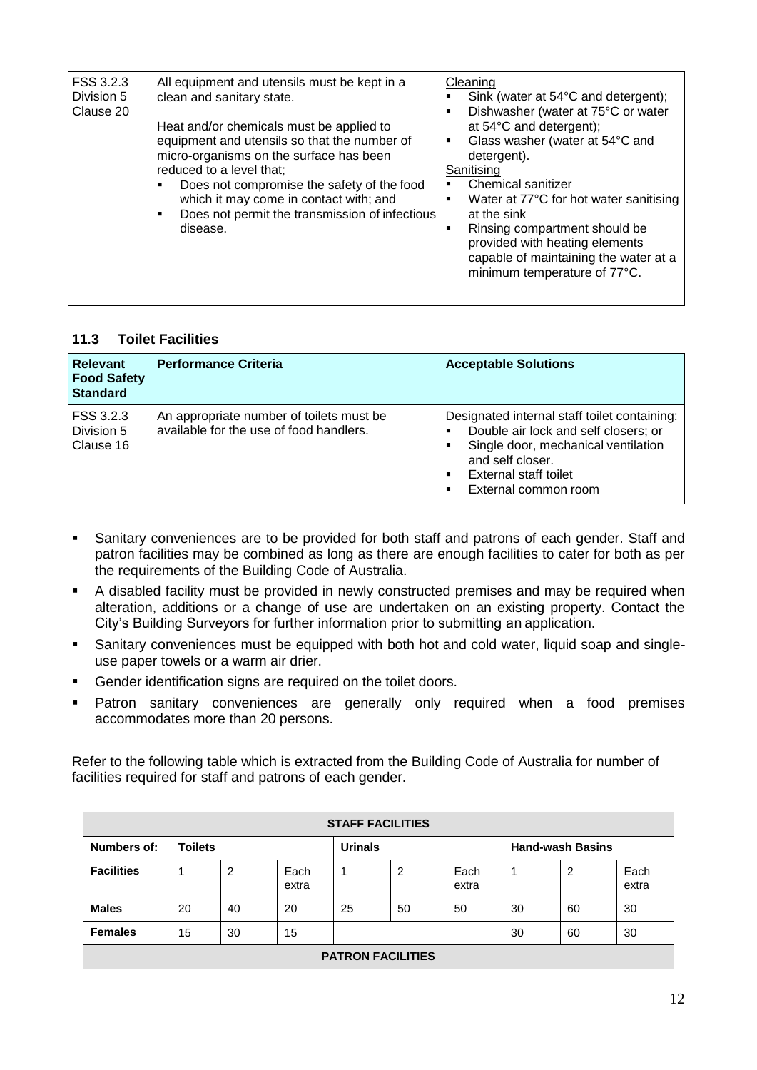| FSS 3.2.3 Division 5 Clause 20 | All equipment and utensils must be kept in a clean and sanitary state.<br><br>Heat and/or chemicals must be applied to equipment and utensils so that the number of micro-organisms on the surface has been reduced to a level that;<br>▪ Does not compromise the safety of the food which it may come in contact with; and<br>▪ Does not permit the transmission of infectious disease. | Cleaning<br>▪ Sink (water at 54°C and detergent);<br>▪ Dishwasher (water at 75°C or water at 54°C and detergent);<br>▪ Glass washer (water at 54°C and detergent).<br>Sanitising<br>▪ Chemical sanitizer<br>▪ Water at 77°C for hot water sanitising at the sink<br>▪ Rinsing compartment should be provided with heating elements capable of maintaining the water at a minimum temperature of 77°C. |
|---|---|---|

### 11.3 Toilet Facilities

| Relevant Food Safety Standard | Performance Criteria | Acceptable Solutions |
|---|---|---|
| FSS 3.2.3 Division 5 Clause 16 | An appropriate number of toilets must be available for the use of food handlers. | Designated internal staff toilet containing:<br>▪ Double air lock and self closers; or<br>▪ Single door, mechanical ventilation and self closer.<br>▪ External staff toilet<br>▪ External common room |

- Sanitary conveniences are to be provided for both staff and patrons of each gender. Staff and patron facilities may be combined as long as there are enough facilities to cater for both as per the requirements of the Building Code of Australia.
- A disabled facility must be provided in newly constructed premises and may be required when alteration, additions or a change of use are undertaken on an existing property. Contact the City's Building Surveyors for further information prior to submitting an application.
- Sanitary conveniences must be equipped with both hot and cold water, liquid soap and single-use paper towels or a warm air drier.
- Gender identification signs are required on the toilet doors.
- Patron sanitary conveniences are generally only required when a food premises accommodates more than 20 persons.

Refer to the following table which is extracted from the Building Code of Australia for number of facilities required for staff and patrons of each gender.

| STAFF FACILITIES | | | | | | | | | |
|---|---|---|---|---|---|---|---|---|---|
| Numbers of: | Toilets | | | Urinals | | | Hand-wash Basins | | |
| Facilities | 1 | 2 | Each extra | 1 | 2 | Each extra | 1 | 2 | Each extra |
| Males | 20 | 40 | 20 | 25 | 50 | 50 | 30 | 60 | 30 |
| Females | 15 | 30 | 15 | | | | 30 | 60 | 30 |
| PATRON FACILITIES | | | | | | | | | |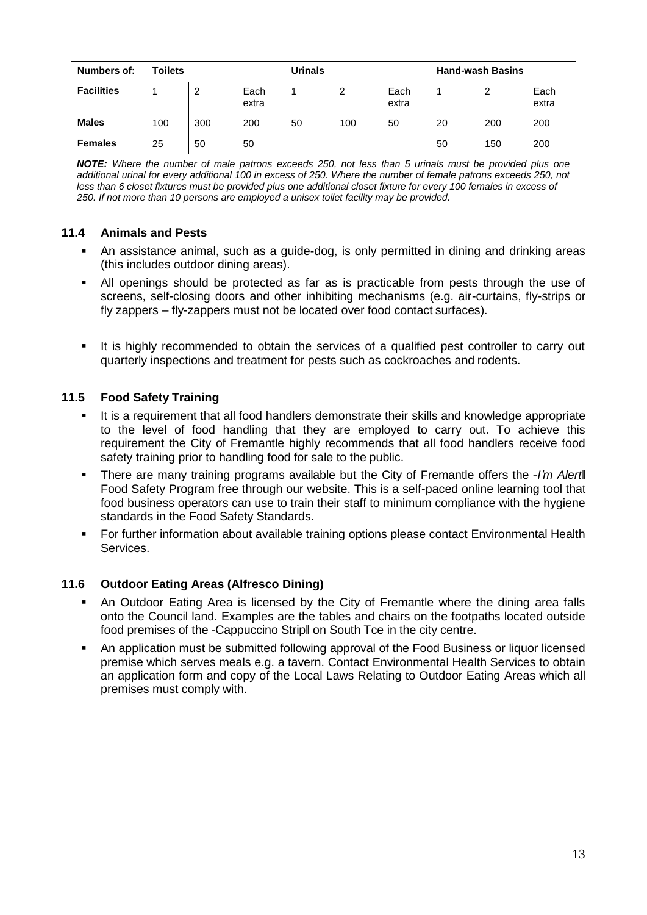| Numbers of: | Toilets | | | Urinals | | | Hand-wash Basins | | |
|---|---|---|---|---|---|---|---|---|---|
| **Facilities** | 1 | 2 | Each extra | 1 | 2 | Each extra | 1 | 2 | Each extra |
| **Males** | 100 | 300 | 200 | 50 | 100 | 50 | 20 | 200 | 200 |
| **Females** | 25 | 50 | 50 | | | | 50 | 150 | 200 |

***NOTE:*** *Where the number of male patrons exceeds 250, not less than 5 urinals must be provided plus one additional urinal for every additional 100 in excess of 250. Where the number of female patrons exceeds 250, not less than 6 closet fixtures must be provided plus one additional closet fixture for every 100 females in excess of 250. If not more than 10 persons are employed a unisex toilet facility may be provided.*

### 11.4 Animals and Pests

- An assistance animal, such as a guide-dog, is only permitted in dining and drinking areas (this includes outdoor dining areas).
- All openings should be protected as far as is practicable from pests through the use of screens, self-closing doors and other inhibiting mechanisms (e.g. air-curtains, fly-strips or fly zappers – fly-zappers must not be located over food contact surfaces).
- It is highly recommended to obtain the services of a qualified pest controller to carry out quarterly inspections and treatment for pests such as cockroaches and rodents.

### 11.5 Food Safety Training

- It is a requirement that all food handlers demonstrate their skills and knowledge appropriate to the level of food handling that they are employed to carry out. To achieve this requirement the City of Fremantle highly recommends that all food handlers receive food safety training prior to handling food for sale to the public.
- There are many training programs available but the City of Fremantle offers the -*I'm Alert*‖ Food Safety Program free through our website. This is a self-paced online learning tool that food business operators can use to train their staff to minimum compliance with the hygiene standards in the Food Safety Standards.
- For further information about available training options please contact Environmental Health Services.

### 11.6 Outdoor Eating Areas (Alfresco Dining)

- An Outdoor Eating Area is licensed by the City of Fremantle where the dining area falls onto the Council land. Examples are the tables and chairs on the footpaths located outside food premises of the -Cappuccino Strip‖ on South Tce in the city centre.
- An application must be submitted following approval of the Food Business or liquor licensed premise which serves meals e.g. a tavern. Contact Environmental Health Services to obtain an application form and copy of the Local Laws Relating to Outdoor Eating Areas which all premises must comply with.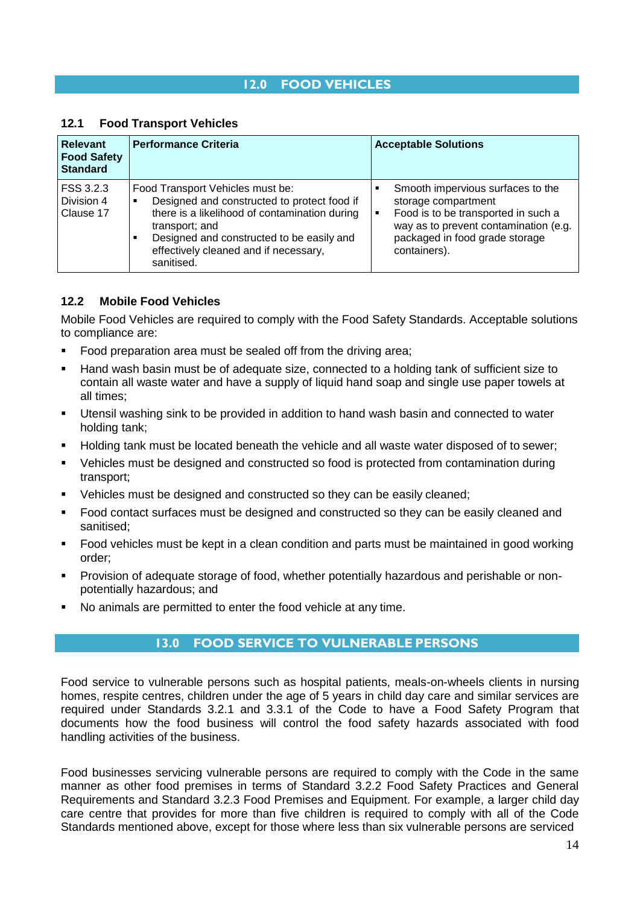## 12.0 FOOD VEHICLES

### 12.1 Food Transport Vehicles

| Relevant Food Safety Standard | Performance Criteria | Acceptable Solutions |
|---|---|---|
| FSS 3.2.3 Division 4 Clause 17 | Food Transport Vehicles must be:<br>▪ Designed and constructed to protect food if there is a likelihood of contamination during transport; and<br>▪ Designed and constructed to be easily and effectively cleaned and if necessary, sanitised. | ▪ Smooth impervious surfaces to the storage compartment<br>▪ Food is to be transported in such a way as to prevent contamination (e.g. packaged in food grade storage containers). |

### 12.2 Mobile Food Vehicles

Mobile Food Vehicles are required to comply with the Food Safety Standards. Acceptable solutions to compliance are:

- Food preparation area must be sealed off from the driving area;
- Hand wash basin must be of adequate size, connected to a holding tank of sufficient size to contain all waste water and have a supply of liquid hand soap and single use paper towels at all times;
- Utensil washing sink to be provided in addition to hand wash basin and connected to water holding tank;
- Holding tank must be located beneath the vehicle and all waste water disposed of to sewer;
- Vehicles must be designed and constructed so food is protected from contamination during transport;
- Vehicles must be designed and constructed so they can be easily cleaned;
- Food contact surfaces must be designed and constructed so they can be easily cleaned and sanitised;
- Food vehicles must be kept in a clean condition and parts must be maintained in good working order;
- Provision of adequate storage of food, whether potentially hazardous and perishable or non-potentially hazardous; and
- No animals are permitted to enter the food vehicle at any time.

## 13.0 FOOD SERVICE TO VULNERABLE PERSONS

Food service to vulnerable persons such as hospital patients, meals-on-wheels clients in nursing homes, respite centres, children under the age of 5 years in child day care and similar services are required under Standards 3.2.1 and 3.3.1 of the Code to have a Food Safety Program that documents how the food business will control the food safety hazards associated with food handling activities of the business.

Food businesses servicing vulnerable persons are required to comply with the Code in the same manner as other food premises in terms of Standard 3.2.2 Food Safety Practices and General Requirements and Standard 3.2.3 Food Premises and Equipment. For example, a larger child day care centre that provides for more than five children is required to comply with all of the Code Standards mentioned above, except for those where less than six vulnerable persons are serviced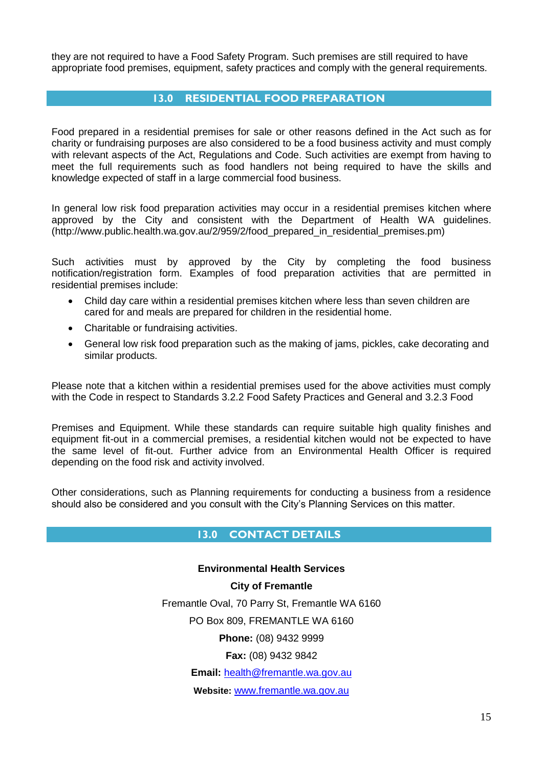they are not required to have a Food Safety Program. Such premises are still required to have appropriate food premises, equipment, safety practices and comply with the general requirements.

## 13.0 RESIDENTIAL FOOD PREPARATION

Food prepared in a residential premises for sale or other reasons defined in the Act such as for charity or fundraising purposes are also considered to be a food business activity and must comply with relevant aspects of the Act, Regulations and Code. Such activities are exempt from having to meet the full requirements such as food handlers not being required to have the skills and knowledge expected of staff in a large commercial food business.

In general low risk food preparation activities may occur in a residential premises kitchen where approved by the City and consistent with the Department of Health WA guidelines. (http://www.public.health.wa.gov.au/2/959/2/food_prepared_in_residential_premises.pm)

Such activities must by approved by the City by completing the food business notification/registration form. Examples of food preparation activities that are permitted in residential premises include:

- Child day care within a residential premises kitchen where less than seven children are cared for and meals are prepared for children in the residential home.
- Charitable or fundraising activities.
- General low risk food preparation such as the making of jams, pickles, cake decorating and similar products.

Please note that a kitchen within a residential premises used for the above activities must comply with the Code in respect to Standards 3.2.2 Food Safety Practices and General and 3.2.3 Food

Premises and Equipment. While these standards can require suitable high quality finishes and equipment fit-out in a commercial premises, a residential kitchen would not be expected to have the same level of fit-out. Further advice from an Environmental Health Officer is required depending on the food risk and activity involved.

Other considerations, such as Planning requirements for conducting a business from a residence should also be considered and you consult with the City's Planning Services on this matter.

## 13.0 CONTACT DETAILS

**Environmental Health Services**

**City of Fremantle**

Fremantle Oval, 70 Parry St, Fremantle WA 6160

PO Box 809, FREMANTLE WA 6160

**Phone:** (08) 9432 9999

**Fax:** (08) 9432 9842

**Email:** health@fremantle.wa.gov.au

**Website:** www.fremantle.wa.gov.au